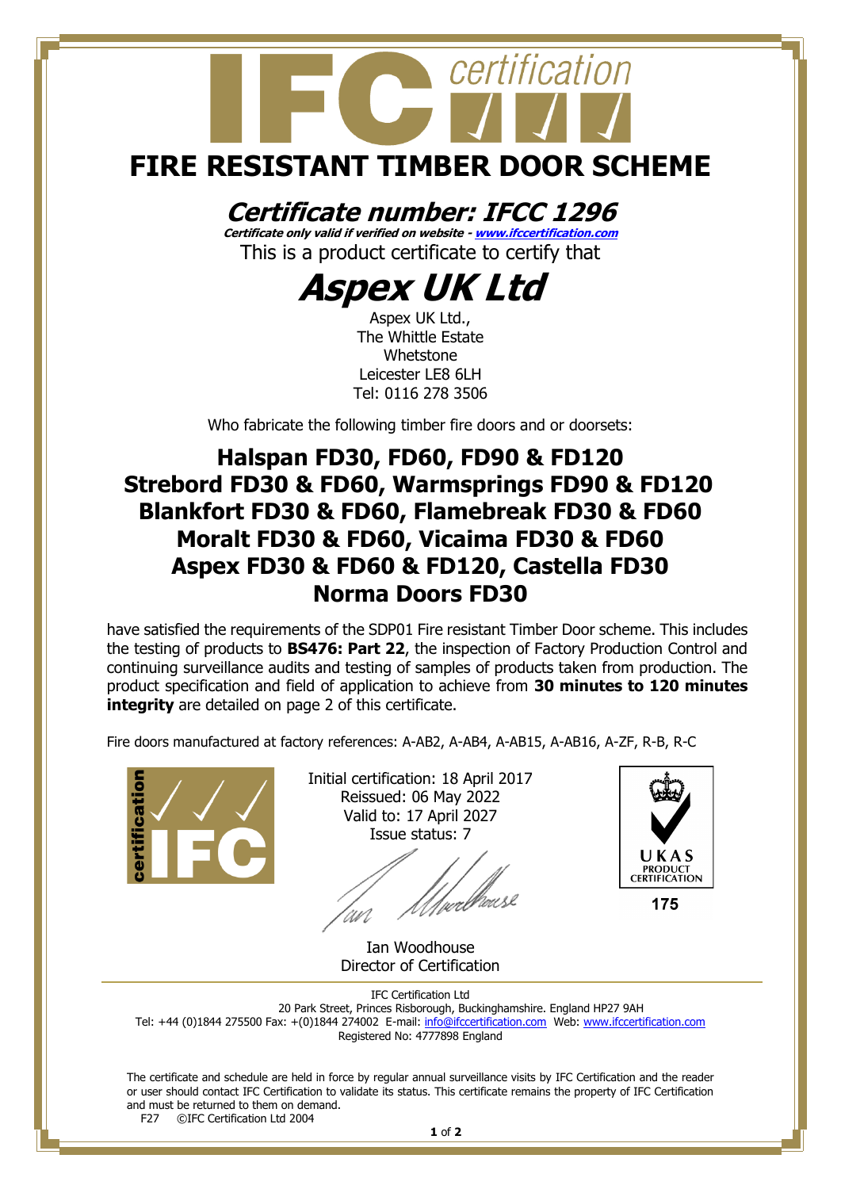IFC certification

# FIRE RESISTANT TIMBER DOOR SCHEME

## *Certificate number: IFCC 1296*

***Certificate only valid if verified on website - www.ifccertification.com***

This is a product certificate to certify that

# *Aspex UK Ltd*

Aspex UK Ltd.,
The Whittle Estate
Whetstone
Leicester LE8 6LH
Tel: 0116 278 3506

Who fabricate the following timber fire doors and or doorsets:

## Halspan FD30, FD60, FD90 & FD120
## Strebord FD30 & FD60, Warmsprings FD90 & FD120
## Blankfort FD30 & FD60, Flamebreak FD30 & FD60
## Moralt FD30 & FD60, Vicaima FD30 & FD60
## Aspex FD30 & FD60 & FD120, Castella FD30
## Norma Doors FD30

have satisfied the requirements of the SDP01 Fire resistant Timber Door scheme. This includes the testing of products to **BS476: Part 22**, the inspection of Factory Production Control and continuing surveillance audits and testing of samples of products taken from production. The product specification and field of application to achieve from **30 minutes to 120 minutes integrity** are detailed on page 2 of this certificate.

Fire doors manufactured at factory references: A-AB2, A-AB4, A-AB15, A-AB16, A-ZF, R-B, R-C

Initial certification: 18 April 2017
Reissued: 06 May 2022
Valid to: 17 April 2027
Issue status: 7

Ian Woodhouse
Director of Certification

UKAS PRODUCT CERTIFICATION 175

IFC Certification Ltd
20 Park Street, Princes Risborough, Buckinghamshire. England HP27 9AH
Tel: +44 (0)1844 275500 Fax: +(0)1844 274002 E-mail: info@ifccertification.com Web: www.ifccertification.com
Registered No: 4777898 England

The certificate and schedule are held in force by regular annual surveillance visits by IFC Certification and the reader or user should contact IFC Certification to validate its status. This certificate remains the property of IFC Certification and must be returned to them on demand.

F27 ©IFC Certification Ltd 2004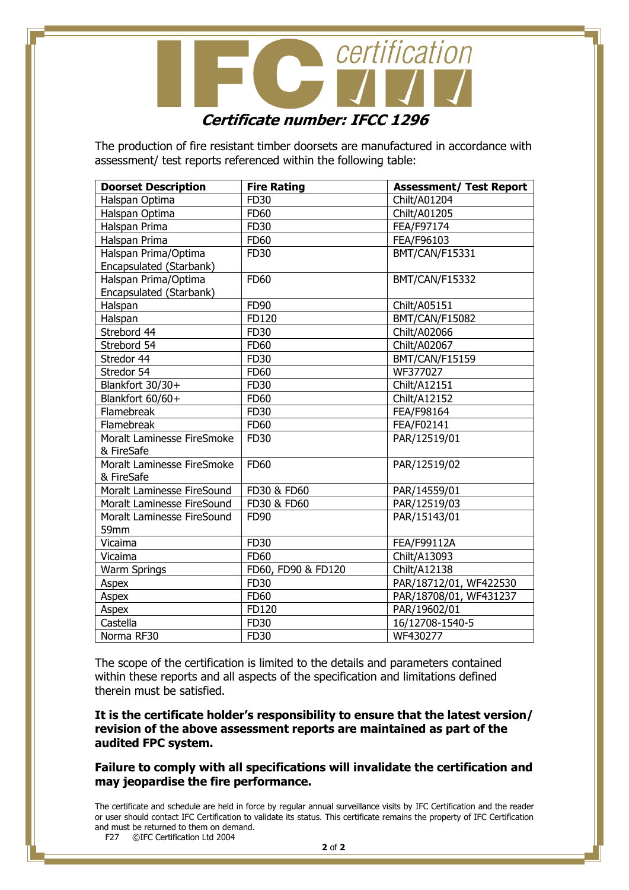**Certificate number: IFCC 1296**

The production of fire resistant timber doorsets are manufactured in accordance with assessment/ test reports referenced within the following table:

| Doorset Description | Fire Rating | Assessment/ Test Report |
|---|---|---|
| Halspan Optima | FD30 | Chilt/A01204 |
| Halspan Optima | FD60 | Chilt/A01205 |
| Halspan Prima | FD30 | FEA/F97174 |
| Halspan Prima | FD60 | FEA/F96103 |
| Halspan Prima/Optima Encapsulated (Starbank) | FD30 | BMT/CAN/F15331 |
| Halspan Prima/Optima Encapsulated (Starbank) | FD60 | BMT/CAN/F15332 |
| Halspan | FD90 | Chilt/A05151 |
| Halspan | FD120 | BMT/CAN/F15082 |
| Strebord 44 | FD30 | Chilt/A02066 |
| Strebord 54 | FD60 | Chilt/A02067 |
| Stredor 44 | FD30 | BMT/CAN/F15159 |
| Stredor 54 | FD60 | WF377027 |
| Blankfort 30/30+ | FD30 | Chilt/A12151 |
| Blankfort 60/60+ | FD60 | Chilt/A12152 |
| Flamebreak | FD30 | FEA/F98164 |
| Flamebreak | FD60 | FEA/F02141 |
| Moralt Laminesse FireSmoke & FireSafe | FD30 | PAR/12519/01 |
| Moralt Laminesse FireSmoke & FireSafe | FD60 | PAR/12519/02 |
| Moralt Laminesse FireSound | FD30 & FD60 | PAR/14559/01 |
| Moralt Laminesse FireSound | FD30 & FD60 | PAR/12519/03 |
| Moralt Laminesse FireSound 59mm | FD90 | PAR/15143/01 |
| Vicaima | FD30 | FEA/F99112A |
| Vicaima | FD60 | Chilt/A13093 |
| Warm Springs | FD60, FD90 & FD120 | Chilt/A12138 |
| Aspex | FD30 | PAR/18712/01, WF422530 |
| Aspex | FD60 | PAR/18708/01, WF431237 |
| Aspex | FD120 | PAR/19602/01 |
| Castella | FD30 | 16/12708-1540-5 |
| Norma RF30 | FD30 | WF430277 |

The scope of the certification is limited to the details and parameters contained within these reports and all aspects of the specification and limitations defined therein must be satisfied.

**It is the certificate holder's responsibility to ensure that the latest version/ revision of the above assessment reports are maintained as part of the audited FPC system.**

**Failure to comply with all specifications will invalidate the certification and may jeopardise the fire performance.**

The certificate and schedule are held in force by regular annual surveillance visits by IFC Certification and the reader or user should contact IFC Certification to validate its status. This certificate remains the property of IFC Certification and must be returned to them on demand.

F27 ©IFC Certification Ltd 2004